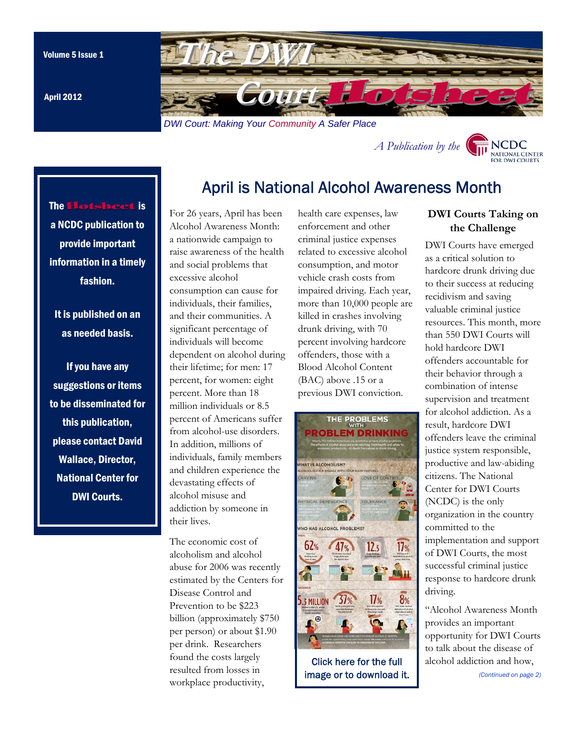Volume 5 Issue 1

April 2012

# The DWI Court Hotsheet

*DWI Court: Making Your Community A Safer Place*

*A Publication by the* NCDC National Center for DWI Courts

**The Hotsheet is a NCDC publication to provide important information in a timely fashion.**

**It is published on an as needed basis.**

**If you have any suggestions or items to be disseminated for this publication, please contact David Wallace, Director, National Center for DWI Courts.**

## April is National Alcohol Awareness Month

For 26 years, April has been Alcohol Awareness Month: a nationwide campaign to raise awareness of the health and social problems that excessive alcohol consumption can cause for individuals, their families, and their communities. A significant percentage of individuals will become dependent on alcohol during their lifetime; for men: 17 percent, for women: eight percent. More than 18 million individuals or 8.5 percent of Americans suffer from alcohol-use disorders. In addition, millions of individuals, family members and children experience the devastating effects of alcohol misuse and addiction by someone in their lives.

The economic cost of alcoholism and alcohol abuse for 2006 was recently estimated by the Centers for Disease Control and Prevention to be $223 billion (approximately $750 per person) or about $1.90 per drink. Researchers found the costs largely resulted from losses in workplace productivity, health care expenses, law enforcement and other criminal justice expenses related to excessive alcohol consumption, and motor vehicle crash costs from impaired driving. Each year, more than 10,000 people are killed in crashes involving drunk driving, with 70 percent involving hardcore offenders, those with a Blood Alcohol Content (BAC) above .15 or a previous DWI conviction.

Click here for the full image or to download it.

### DWI Courts Taking on the Challenge

DWI Courts have emerged as a critical solution to hardcore drunk driving due to their success at reducing recidivism and saving valuable criminal justice resources. This month, more than 550 DWI Courts will hold hardcore DWI offenders accountable for their behavior through a combination of intense supervision and treatment for alcohol addiction. As a result, hardcore DWI offenders leave the criminal justice system responsible, productive and law-abiding citizens. The National Center for DWI Courts (NCDC) is the only organization in the country committed to the implementation and support of DWI Courts, the most successful criminal justice response to hardcore drunk driving.

"Alcohol Awareness Month provides an important opportunity for DWI Courts to talk about the disease of alcohol addiction and how,

*(Continued on page 2)*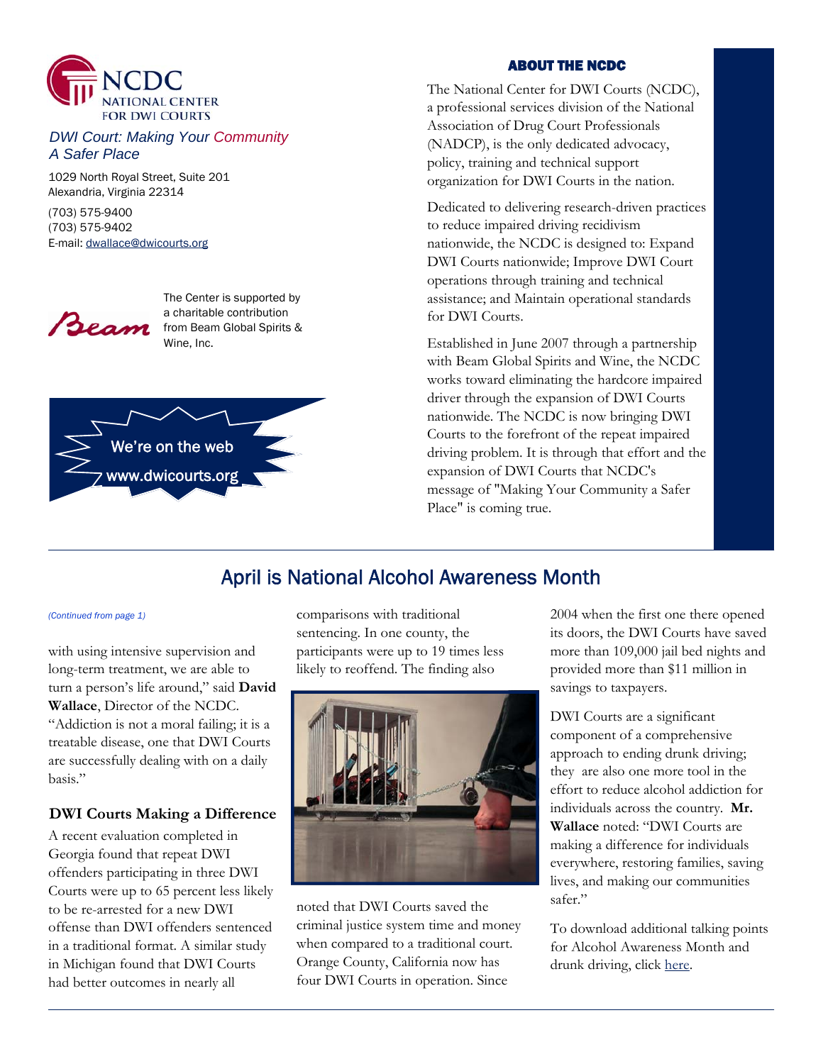NCDC
NATIONAL CENTER FOR DWI COURTS

*DWI Court: Making Your Community A Safer Place*

1029 North Royal Street, Suite 201
Alexandria, Virginia 22314

(703) 575-9400
(703) 575-9402
E-mail: dwallace@dwicourts.org

The Center is supported by a charitable contribution from Beam Global Spirits & Wine, Inc.

We're on the web
www.dwicourts.org

### ABOUT THE NCDC

The National Center for DWI Courts (NCDC), a professional services division of the National Association of Drug Court Professionals (NADCP), is the only dedicated advocacy, policy, training and technical support organization for DWI Courts in the nation.

Dedicated to delivering research-driven practices to reduce impaired driving recidivism nationwide, the NCDC is designed to: Expand DWI Courts nationwide; Improve DWI Court operations through training and technical assistance; and Maintain operational standards for DWI Courts.

Established in June 2007 through a partnership with Beam Global Spirits and Wine, the NCDC works toward eliminating the hardcore impaired driver through the expansion of DWI Courts nationwide. The NCDC is now bringing DWI Courts to the forefront of the repeat impaired driving problem. It is through that effort and the expansion of DWI Courts that NCDC's message of "Making Your Community a Safer Place" is coming true.

## April is National Alcohol Awareness Month

*(Continued from page 1)*

with using intensive supervision and long-term treatment, we are able to turn a person's life around," said **David Wallace**, Director of the NCDC. "Addiction is not a moral failing; it is a treatable disease, one that DWI Courts are successfully dealing with on a daily basis."

### DWI Courts Making a Difference

A recent evaluation completed in Georgia found that repeat DWI offenders participating in three DWI Courts were up to 65 percent less likely to be re-arrested for a new DWI offense than DWI offenders sentenced in a traditional format. A similar study in Michigan found that DWI Courts had better outcomes in nearly all comparisons with traditional sentencing. In one county, the participants were up to 19 times less likely to reoffend. The finding also noted that DWI Courts saved the criminal justice system time and money when compared to a traditional court. Orange County, California now has four DWI Courts in operation. Since 2004 when the first one there opened its doors, the DWI Courts have saved more than 109,000 jail bed nights and provided more than $11 million in savings to taxpayers.

DWI Courts are a significant component of a comprehensive approach to ending drunk driving; they are also one more tool in the effort to reduce alcohol addiction for individuals across the country. **Mr. Wallace** noted: "DWI Courts are making a difference for individuals everywhere, restoring families, saving lives, and making our communities safer."

To download additional talking points for Alcohol Awareness Month and drunk driving, click here.